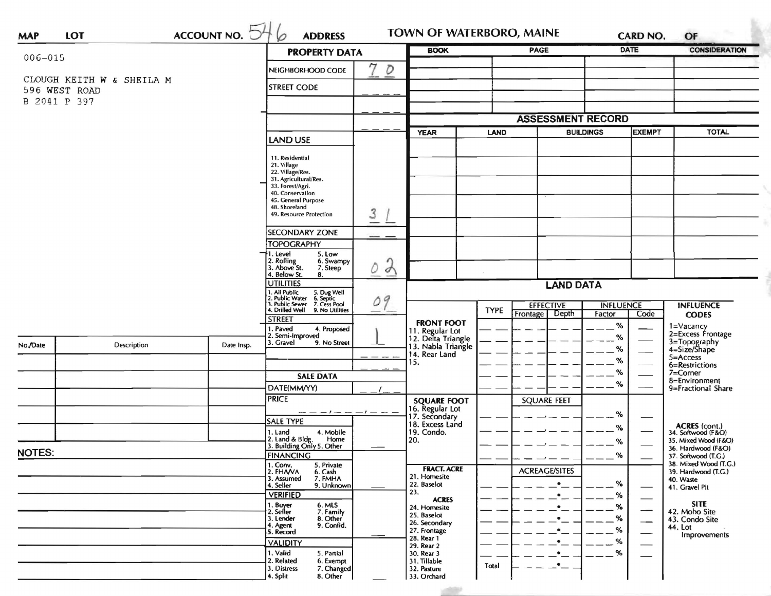MAP LOT ACCOUNT NO. 546 ADDRESS **TOWN OF WATERBORO, MAINE** CARD NO. OF

006-015

CLOUGH KEITH W & SHEILA M
596 WEST ROAD
B 2041 P 397

## PROPERTY DATA

| | |
|---|---|
| NEIGHBORHOOD CODE | 70 |
| STREET CODE | |
| | |
| | |

**LAND USE**: 31

11. Residential
21. Village
22. Village/Res.
31. Agricultural/Res.
33. Forest/Agri.
40. Conservation
45. General Purpose
48. Shoreland
49. Resource Protection

**SECONDARY ZONE**:

**TOPOGRAPHY**: 02

1. Level 5. Low
2. Rolling 6. Swampy
3. Above St. 7. Steep
4. Below St. 8.

**UTILITIES**: 09

1. All Public 5. Dug Well
2. Public Water 6. Septic
3. Public Sewer 7. Cess Pool
4. Drilled Well 9. No Utilities

**STREET**: 1

1. Paved 4. Proposed
2. Semi-Improved
3. Gravel 9. No Street

## SALE DATA

DATE(MM/YY)

PRICE

SALE TYPE
1. Land 4. Mobile Home
2. Land & Bldg. 5. Other
3. Building Only

FINANCING
1. Conv. 5. Private
2. FHA/VA 6. Cash
3. Assumed 7. FMHA
4. Seller 9. Unknown

VERIFIED
1. Buyer 6. MLS
2. Seller 7. Family
3. Lender 8. Other
4. Agent 9. Confid.
5. Record

VALIDITY
1. Valid 5. Partial
2. Related 6. Exempt
3. Distress 7. Changed
4. Split 8. Other

| BOOK | PAGE | DATE | CONSIDERATION |
|---|---|---|---|
| | | | |
| | | | |
| | | | |
| | | | |
| | | | |

## ASSESSMENT RECORD

| YEAR | LAND | BUILDINGS | EXEMPT | TOTAL |
|---|---|---|---|---|
| | | | | |
| | | | | |
| | | | | |
| | | | | |
| | | | | |
| | | | | |
| | | | | |
| | | | | |

## LAND DATA

| | TYPE | EFFECTIVE Frontage | EFFECTIVE Depth | INFLUENCE Factor | INFLUENCE Code |
|---|---|---|---|---|---|
| **FRONT FOOT** 11. Regular Lot 12. Delta Triangle 13. Nabla Triangle 14. Rear Land 15. | | | | % | |
| **SQUARE FOOT** 16. Regular Lot 17. Secondary 18. Excess Land 19. Condo. 20. | | SQUARE FEET | | % | |
| **FRACT. ACRE** 21. Homesite 22. Baselot 23. **ACRES** 24. Homesite 25. Baselot 26. Secondary 27. Frontage 28. Rear 1 29. Rear 2 30. Rear 3 31. Tillable 32. Pasture 33. Orchard | | ACREAGE/SITES | | % | |
| | Total | | | | |

**INFLUENCE CODES**
1=Vacancy
2=Excess Frontage
3=Topography
4=Size/Shape
5=Access
6=Restrictions
7=Corner
8=Environment
9=Fractional Share

**ACRES (cont.)**
34. Softwood (F&O)
35. Mixed Wood (F&O)
36. Hardwood (F&O)
37. Softwood (T.G.)
38. Mixed Wood (T.G.)
39. Hardwood (T.G.)
40. Waste
41. Gravel Pit

**SITE**
42. Moho Site
43. Condo Site
44. Lot Improvements

| No./Date | Description | Date Insp. |
|---|---|---|
| | | |
| | | |
| | | |
| | | |
| | | |

**NOTES:**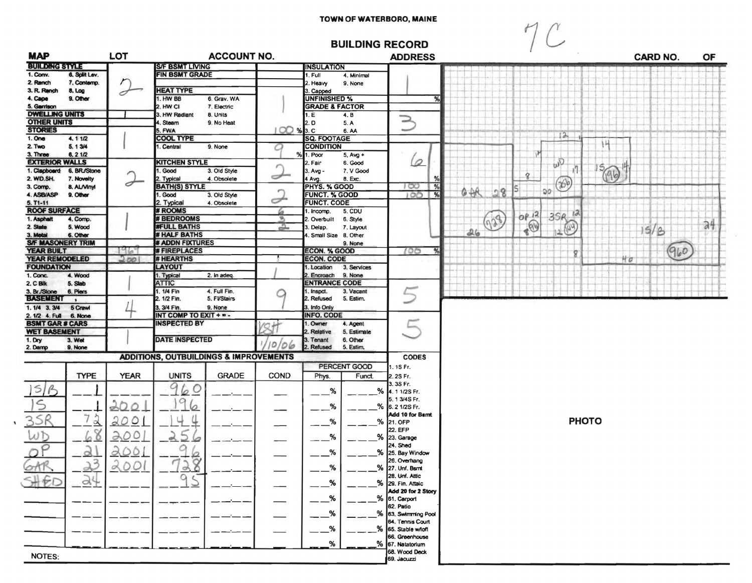# TOWN OF WATERBORO, MAINE

## BUILDING RECORD

7C

| MAP | LOT | ACCOUNT NO. | ADDRESS | CARD NO. | OF |
|---|---|---|---|---|---|
| | | | | | |

| Field | Value | Field | Value | Field | Value |
|---|---|---|---|---|---|
| **BUILDING STYLE** (1. Conv. 2. Ranch 3. R. Ranch 4. Cape 5. Garrison 6. Split Lev. 7. Contemp. 8. Log 9. Other) | 2 | **S/F BSMT LIVING** | | **INSULATION** (1. Full 2. Heavy 3. Capped 4. Minimal 9. None) | 1 |
| **DWELLING UNITS** | 1 | **FIN BSMT GRADE** | | **UNFINISHED %** | % |
| **OTHER UNITS** | | **HEAT TYPE** (1. HW BB 2. HW CI 3. HW Radiant 4. Steam 5. FWA 6. Grav. WA 7. Electric 8. Units 9. No Heat) | 1 / 100 % | **GRADE & FACTOR** (1. E 2. D 3. C 4. B 5. A 6. AA) | 3 % |
| **STORIES** (1. One 2. Two 3. Three 4. 1 1/2 5. 1 3/4 6. 2 1/2) | 1 | **COOL TYPE** (1. Central 9. None) | 9 % | **SQ. FOOTAGE** | |
| **EXTERIOR WALLS** (1. Clapboard 2. WD.SH. 3. Comp. 4. ASB/ASP 5. T1-11 6. BR/Stone 7. Novelty 8. AL/Vinyl 9. Other) | 2 | **KITCHEN STYLE** (1. Good 2. Typical 3. Old Style 4. Obsolete) | 2 | **CONDITION** (1. Poor 2. Fair 3. Avg - 4 Avg. 5, Avg + 6. Good 7. V Good 8. Exc.) | 6 |
| **ROOF SURFACE** (1. Asphalt 2. Slate 3. Metal 4. Comp. 5. Wood 6. Other) | 1 | **BATH(S) STYLE** (1. Good 2. Typical 3. Old Style 4. Obsolete) | 2 | **PHYS. % GOOD** | 100 % |
| **S/F MASONERY TRIM** | | **# ROOMS** | 6 | **FUNCT. % GOOD** | 100 % |
| **YEAR BUILT** | 1969 | **# BEDROOMS** | 3 | **FUNCT. CODE** (1. Incomp. 2. Overbuilt 3. Delap. 4. Small Size 5. CDU 6. Style 7. Layout 8. Other 9. None) | |
| **YEAR REMODELED** | 2001 | **#FULL BATHS** | 2 | **ECON. % GOOD** | 100 % |
| **FOUNDATION** (1. Conc. 2. C Blk 3. Br./Stone 4. Wood 5. Slab 6. Piers) | 1 | **# HALF BATHS** | | **ECON. CODE** (1. Location 2. Encroach 3. Services 9. None) | |
| **BASEMENT** (1. 1/4 2. 1/2 3. 3/4 4. Full 5 Crawl 6. None) | 4 | **# ADDN FIXTURES** | | **ENTRANCE CODE** (1. Inspct. 2. Refused 3. Info Only 4. Vacant 5. Estim.) | 5 |
| **BSMT GAR # CARS** | | **# FIREPLACES** | | **INFO. CODE** (1. Owner 2. Relative 3. Tenant 4. Agent 5. Estimate 6. Other) | 5 |
| **WET BASEMENT** (1. Dry 2. Damp 3. Wet 9. None) | 1 | **# HEARTHS** | 1 | | |
| | | **LAYOUT** (1. Typical 2. In adeq.) | 1 | | |
| | | **ATTIC** (1. 1/4 Fin 2. 1/2 Fin. 3. 3/4 Fin. 4. Full Fin. 5. Fl/Stairs 9. None) | 9 | | |
| | | **INT COMP TO EXIT + = -** | | | |
| | | **INSPECTED BY** | VBH | | |
| | | **DATE INSPECTED** | 1/10/06 | | |

Sketch labels: GAR 28, 26, 728; 14, 8, 5, 20, WD 17, 12, 256; 15 14, 196; OP 12, 8, 96; 3SR 12, 12, 144; 1S/B 24, 40, 8, 960

## ADDITIONS, OUTBUILDINGS & IMPROVEMENTS

| | TYPE | YEAR | UNITS | GRADE | COND | Phys. (PERCENT GOOD) | Funct. (PERCENT GOOD) |
|---|---|---|---|---|---|---|---|
| 1S/B | 1 | | 960 | | | % | % |
| 1S | 1 | 2001 | 196 | | | % | % |
| 3SR | 72 | 2001 | 144 | | | % | % |
| WD | 68 | 2001 | 256 | | | % | % |
| OP | 21 | 2001 | 96 | | | % | % |
| GAR. | 23 | 2001 | 728 | | | % | % |
| SHED | 24 | | 95 | | | % | % |
| | | | | | | % | % |
| | | | | | | % | % |
| | | | | | | % | % |
| | | | | | | % | % |

**CODES**
1. 1S Fr.
2. 2S Fr.
3. 3S Fr.
4. 1 1/2S Fr.
5. 1 3/4S Fr.
6. 2 1/2S Fr.

Add 10 for Bsmt
21. OFP
22. EFP
23. Garage
24. Shed
25. Bay Window
26. Overhang
27. Unf. Bsmt
28. Unf. Attic
29. Fin. Attaic

Add 20 for 2 Story
61. Carport
62. Patio
63. Swimming Pool
64. Tennis Court
65. Stable w/loft
66. Greenhouse
67. Natatorium
68. Wood Deck
69. Jacuzzi

PHOTO

NOTES: